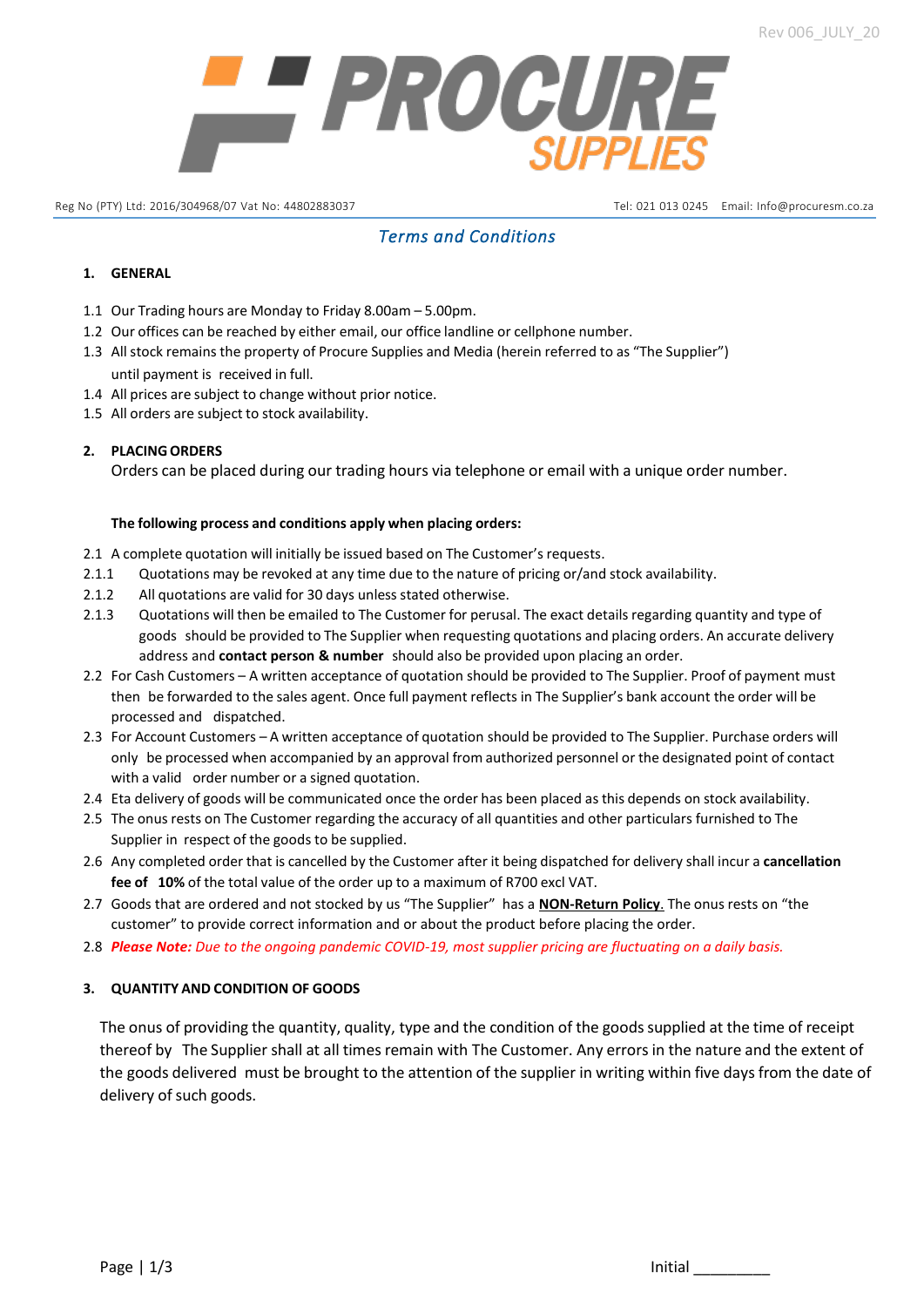Rev 006_JULY_20

**PROCURE SUPPLIES**

Reg No (PTY) Ltd: 2016/304968/07 Vat No: 44802883037 Tel: 021 013 0245 Email: Info@procuresm.co.za

## *Terms and Conditions*

### 1. GENERAL

1.1 Our Trading hours are Monday to Friday 8.00am – 5.00pm.
1.2 Our offices can be reached by either email, our office landline or cellphone number.
1.3 All stock remains the property of Procure Supplies and Media (herein referred to as "The Supplier") until payment is received in full.
1.4 All prices are subject to change without prior notice.
1.5 All orders are subject to stock availability.

### 2. PLACING ORDERS

Orders can be placed during our trading hours via telephone or email with a unique order number.

**The following process and conditions apply when placing orders:**

2.1 A complete quotation will initially be issued based on The Customer's requests.
2.1.1 Quotations may be revoked at any time due to the nature of pricing or/and stock availability.
2.1.2 All quotations are valid for 30 days unless stated otherwise.
2.1.3 Quotations will then be emailed to The Customer for perusal. The exact details regarding quantity and type of goods should be provided to The Supplier when requesting quotations and placing orders. An accurate delivery address and **contact person & number** should also be provided upon placing an order.
2.2 For Cash Customers – A written acceptance of quotation should be provided to The Supplier. Proof of payment must then be forwarded to the sales agent. Once full payment reflects in The Supplier's bank account the order will be processed and dispatched.
2.3 For Account Customers – A written acceptance of quotation should be provided to The Supplier. Purchase orders will only be processed when accompanied by an approval from authorized personnel or the designated point of contact with a valid order number or a signed quotation.
2.4 Eta delivery of goods will be communicated once the order has been placed as this depends on stock availability.
2.5 The onus rests on The Customer regarding the accuracy of all quantities and other particulars furnished to The Supplier in respect of the goods to be supplied.
2.6 Any completed order that is cancelled by the Customer after it being dispatched for delivery shall incur a **cancellation fee of 10%** of the total value of the order up to a maximum of R700 excl VAT.
2.7 Goods that are ordered and not stocked by us "The Supplier" has a **NON-Return Policy**. The onus rests on "the customer" to provide correct information and or about the product before placing the order.
2.8 ***Please Note:*** *Due to the ongoing pandemic COVID-19, most supplier pricing are fluctuating on a daily basis.*

### 3. QUANTITY AND CONDITION OF GOODS

The onus of providing the quantity, quality, type and the condition of the goods supplied at the time of receipt thereof by The Supplier shall at all times remain with The Customer. Any errors in the nature and the extent of the goods delivered must be brought to the attention of the supplier in writing within five days from the date of delivery of such goods.

Initial _________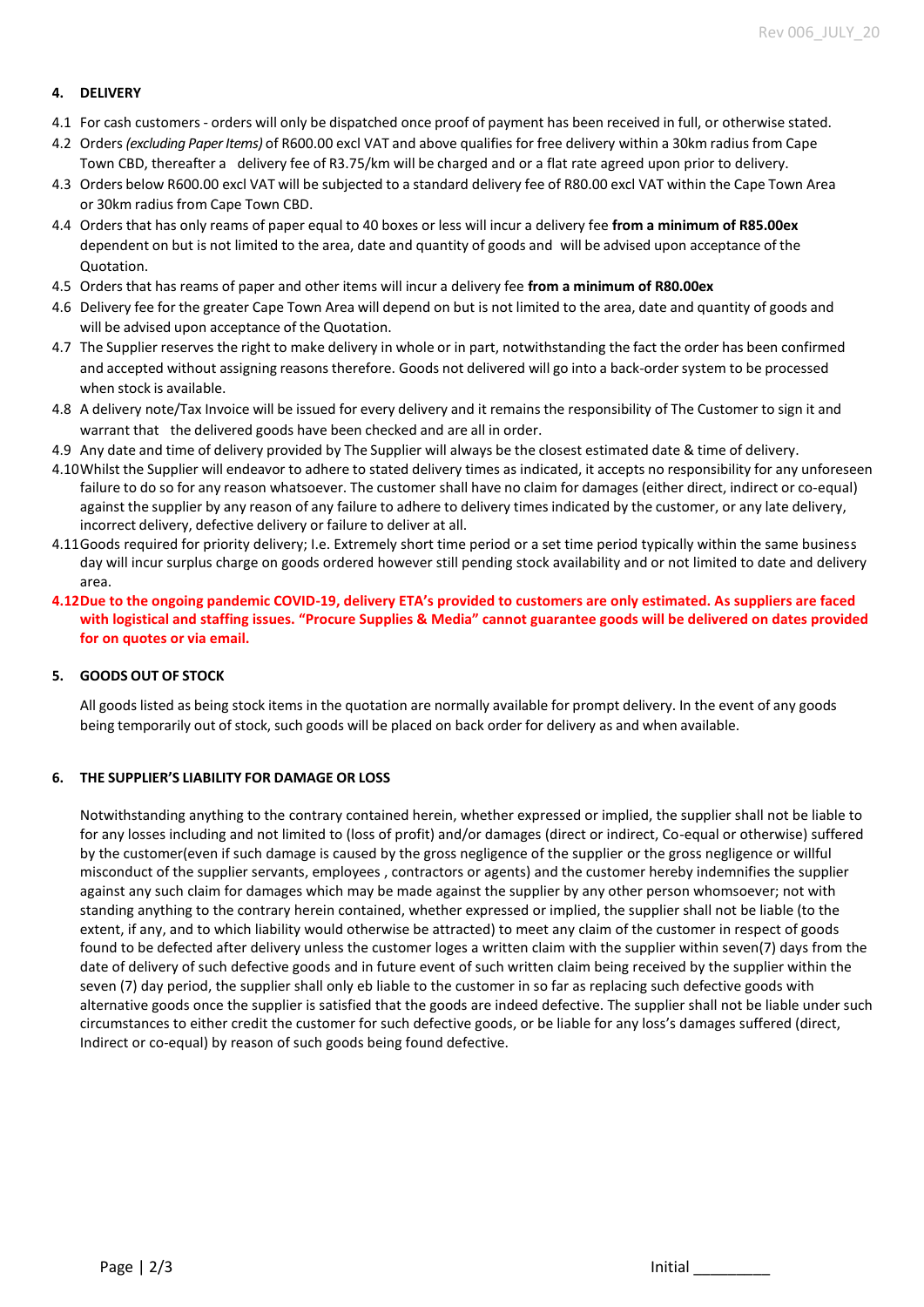## 4. DELIVERY

4.1 For cash customers - orders will only be dispatched once proof of payment has been received in full, or otherwise stated.

4.2 Orders *(excluding Paper Items)* of R600.00 excl VAT and above qualifies for free delivery within a 30km radius from Cape Town CBD, thereafter a delivery fee of R3.75/km will be charged and or a flat rate agreed upon prior to delivery.

4.3 Orders below R600.00 excl VAT will be subjected to a standard delivery fee of R80.00 excl VAT within the Cape Town Area or 30km radius from Cape Town CBD.

4.4 Orders that has only reams of paper equal to 40 boxes or less will incur a delivery fee **from a minimum of R85.00ex** dependent on but is not limited to the area, date and quantity of goods and will be advised upon acceptance of the Quotation.

4.5 Orders that has reams of paper and other items will incur a delivery fee **from a minimum of R80.00ex**

4.6 Delivery fee for the greater Cape Town Area will depend on but is not limited to the area, date and quantity of goods and will be advised upon acceptance of the Quotation.

4.7 The Supplier reserves the right to make delivery in whole or in part, notwithstanding the fact the order has been confirmed and accepted without assigning reasons therefore. Goods not delivered will go into a back-order system to be processed when stock is available.

4.8 A delivery note/Tax Invoice will be issued for every delivery and it remains the responsibility of The Customer to sign it and warrant that the delivered goods have been checked and are all in order.

4.9 Any date and time of delivery provided by The Supplier will always be the closest estimated date & time of delivery.

4.10 Whilst the Supplier will endeavor to adhere to stated delivery times as indicated, it accepts no responsibility for any unforeseen failure to do so for any reason whatsoever. The customer shall have no claim for damages (either direct, indirect or co-equal) against the supplier by any reason of any failure to adhere to delivery times indicated by the customer, or any late delivery, incorrect delivery, defective delivery or failure to deliver at all.

4.11 Goods required for priority delivery; I.e. Extremely short time period or a set time period typically within the same business day will incur surplus charge on goods ordered however still pending stock availability and or not limited to date and delivery area.

**4.12 Due to the ongoing pandemic COVID-19, delivery ETA's provided to customers are only estimated. As suppliers are faced with logistical and staffing issues. "Procure Supplies & Media" cannot guarantee goods will be delivered on dates provided for on quotes or via email.**

## 5. GOODS OUT OF STOCK

All goods listed as being stock items in the quotation are normally available for prompt delivery. In the event of any goods being temporarily out of stock, such goods will be placed on back order for delivery as and when available.

## 6. THE SUPPLIER'S LIABILITY FOR DAMAGE OR LOSS

Notwithstanding anything to the contrary contained herein, whether expressed or implied, the supplier shall not be liable to for any losses including and not limited to (loss of profit) and/or damages (direct or indirect, Co-equal or otherwise) suffered by the customer(even if such damage is caused by the gross negligence of the supplier or the gross negligence or willful misconduct of the supplier servants, employees , contractors or agents) and the customer hereby indemnifies the supplier against any such claim for damages which may be made against the supplier by any other person whomsoever; not with standing anything to the contrary herein contained, whether expressed or implied, the supplier shall not be liable (to the extent, if any, and to which liability would otherwise be attracted) to meet any claim of the customer in respect of goods found to be defected after delivery unless the customer loges a written claim with the supplier within seven(7) days from the date of delivery of such defective goods and in future event of such written claim being received by the supplier within the seven (7) day period, the supplier shall only eb liable to the customer in so far as replacing such defective goods with alternative goods once the supplier is satisfied that the goods are indeed defective. The supplier shall not be liable under such circumstances to either credit the customer for such defective goods, or be liable for any loss's damages suffered (direct, Indirect or co-equal) by reason of such goods being found defective.

Initial _________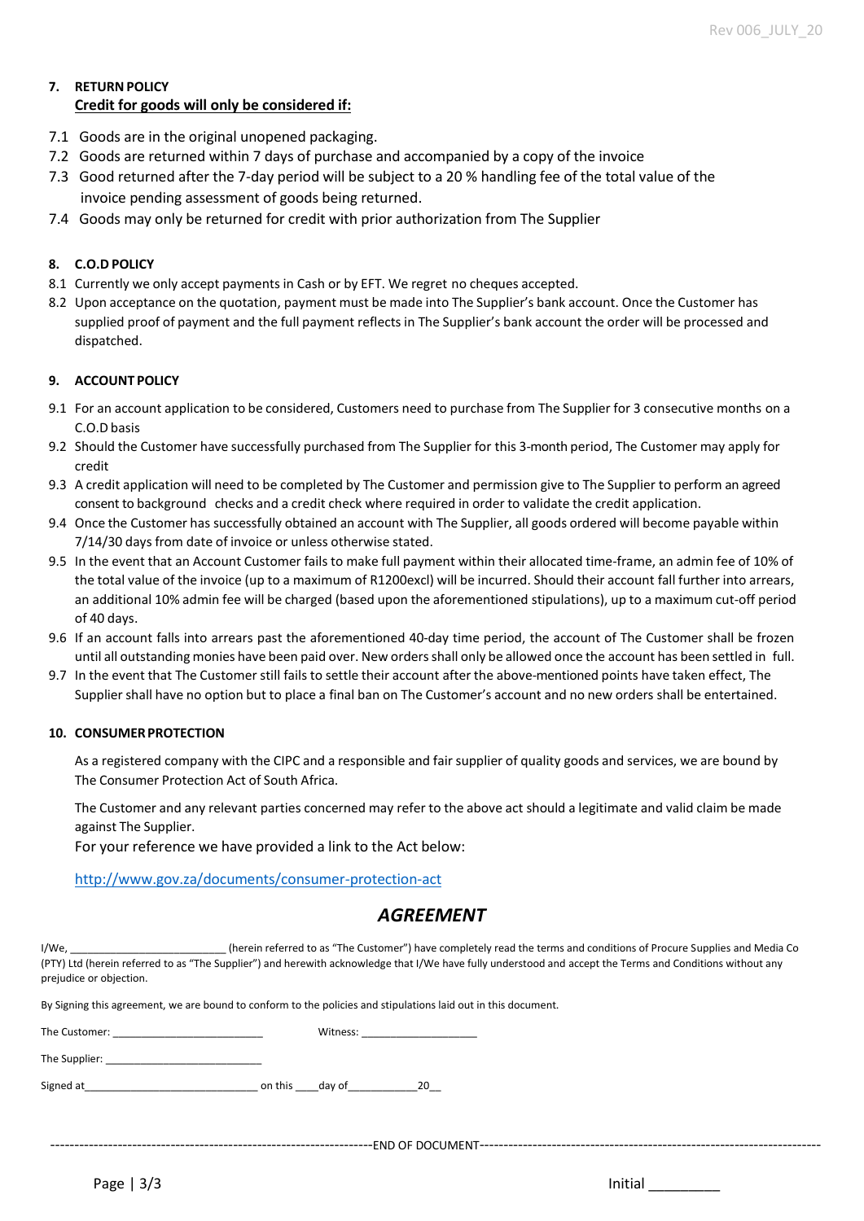## 7. RETURN POLICY

**Credit for goods will only be considered if:**

7.1 Goods are in the original unopened packaging.

7.2 Goods are returned within 7 days of purchase and accompanied by a copy of the invoice

7.3 Good returned after the 7-day period will be subject to a 20 % handling fee of the total value of the invoice pending assessment of goods being returned.

7.4 Goods may only be returned for credit with prior authorization from The Supplier

## 8. C.O.D POLICY

8.1 Currently we only accept payments in Cash or by EFT. We regret no cheques accepted.

8.2 Upon acceptance on the quotation, payment must be made into The Supplier's bank account. Once the Customer has supplied proof of payment and the full payment reflects in The Supplier's bank account the order will be processed and dispatched.

## 9. ACCOUNT POLICY

9.1 For an account application to be considered, Customers need to purchase from The Supplier for 3 consecutive months on a C.O.D basis

9.2 Should the Customer have successfully purchased from The Supplier for this 3-month period, The Customer may apply for credit

9.3 A credit application will need to be completed by The Customer and permission give to The Supplier to perform an agreed consent to background checks and a credit check where required in order to validate the credit application.

9.4 Once the Customer has successfully obtained an account with The Supplier, all goods ordered will become payable within 7/14/30 days from date of invoice or unless otherwise stated.

9.5 In the event that an Account Customer fails to make full payment within their allocated time-frame, an admin fee of 10% of the total value of the invoice (up to a maximum of R1200excl) will be incurred. Should their account fall further into arrears, an additional 10% admin fee will be charged (based upon the aforementioned stipulations), up to a maximum cut-off period of 40 days.

9.6 If an account falls into arrears past the aforementioned 40-day time period, the account of The Customer shall be frozen until all outstanding monies have been paid over. New orders shall only be allowed once the account has been settled in full.

9.7 In the event that The Customer still fails to settle their account after the above-mentioned points have taken effect, The Supplier shall have no option but to place a final ban on The Customer's account and no new orders shall be entertained.

## 10. CONSUMER PROTECTION

As a registered company with the CIPC and a responsible and fair supplier of quality goods and services, we are bound by The Consumer Protection Act of South Africa.

The Customer and any relevant parties concerned may refer to the above act should a legitimate and valid claim be made against The Supplier.

For your reference we have provided a link to the Act below:

http://www.gov.za/documents/consumer-protection-act

## *AGREEMENT*

I/We, _________________________ (herein referred to as "The Customer") have completely read the terms and conditions of Procure Supplies and Media Co (PTY) Ltd (herein referred to as "The Supplier") and herewith acknowledge that I/We have fully understood and accept the Terms and Conditions without any prejudice or objection.

By Signing this agreement, we are bound to conform to the policies and stipulations laid out in this document.

The Customer: _________________________ Witness: ____________________

The Supplier: __________________________

Signed at____________________________ on this ____day of___________ 20__

----------END OF DOCUMENT----------

Initial _________